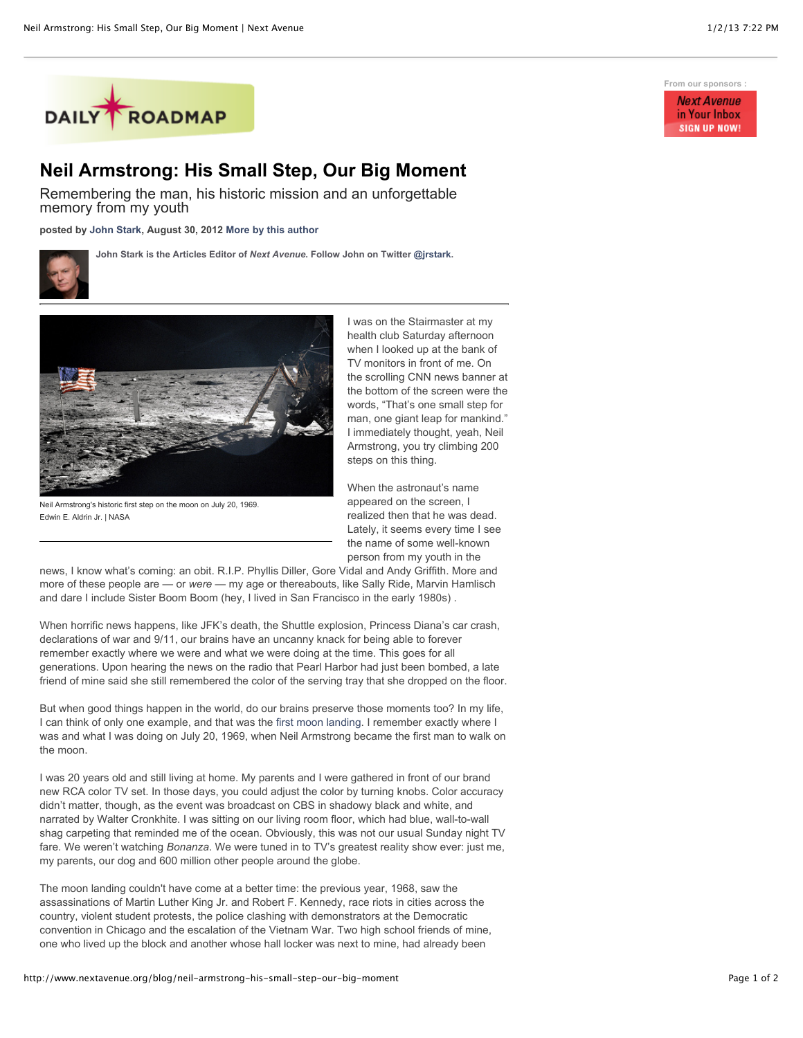DAILY ROADMAP

From our sponsors :

*Next Avenue* in Your Inbox SIGN UP NOW!

# Neil Armstrong: His Small Step, Our Big Moment

## Remembering the man, his historic mission and an unforgettable memory from my youth

**posted by John Stark, August 30, 2012 More by this author**

**John Stark is the Articles Editor of *Next Avenue*. Follow John on Twitter @jrstark.**

Neil Armstrong's historic first step on the moon on July 20, 1969.
Edwin E. Aldrin Jr. | NASA

I was on the Stairmaster at my health club Saturday afternoon when I looked up at the bank of TV monitors in front of me. On the scrolling CNN news banner at the bottom of the screen were the words, "That's one small step for man, one giant leap for mankind." I immediately thought, yeah, Neil Armstrong, you try climbing 200 steps on this thing.

When the astronaut's name appeared on the screen, I realized then that he was dead. Lately, it seems every time I see the name of some well-known person from my youth in the news, I know what's coming: an obit. R.I.P. Phyllis Diller, Gore Vidal and Andy Griffith. More and more of these people are — or *were* — my age or thereabouts, like Sally Ride, Marvin Hamlisch and dare I include Sister Boom Boom (hey, I lived in San Francisco in the early 1980s) .

When horrific news happens, like JFK's death, the Shuttle explosion, Princess Diana's car crash, declarations of war and 9/11, our brains have an uncanny knack for being able to forever remember exactly where we were and what we were doing at the time. This goes for all generations. Upon hearing the news on the radio that Pearl Harbor had just been bombed, a late friend of mine said she still remembered the color of the serving tray that she dropped on the floor.

But when good things happen in the world, do our brains preserve those moments too? In my life, I can think of only one example, and that was the first moon landing. I remember exactly where I was and what I was doing on July 20, 1969, when Neil Armstrong became the first man to walk on the moon.

I was 20 years old and still living at home. My parents and I were gathered in front of our brand new RCA color TV set. In those days, you could adjust the color by turning knobs. Color accuracy didn't matter, though, as the event was broadcast on CBS in shadowy black and white, and narrated by Walter Cronkhite. I was sitting on our living room floor, which had blue, wall-to-wall shag carpeting that reminded me of the ocean. Obviously, this was not our usual Sunday night TV fare. We weren't watching *Bonanza*. We were tuned in to TV's greatest reality show ever: just me, my parents, our dog and 600 million other people around the globe.

The moon landing couldn't have come at a better time: the previous year, 1968, saw the assassinations of Martin Luther King Jr. and Robert F. Kennedy, race riots in cities across the country, violent student protests, the police clashing with demonstrators at the Democratic convention in Chicago and the escalation of the Vietnam War. Two high school friends of mine, one who lived up the block and another whose hall locker was next to mine, had already been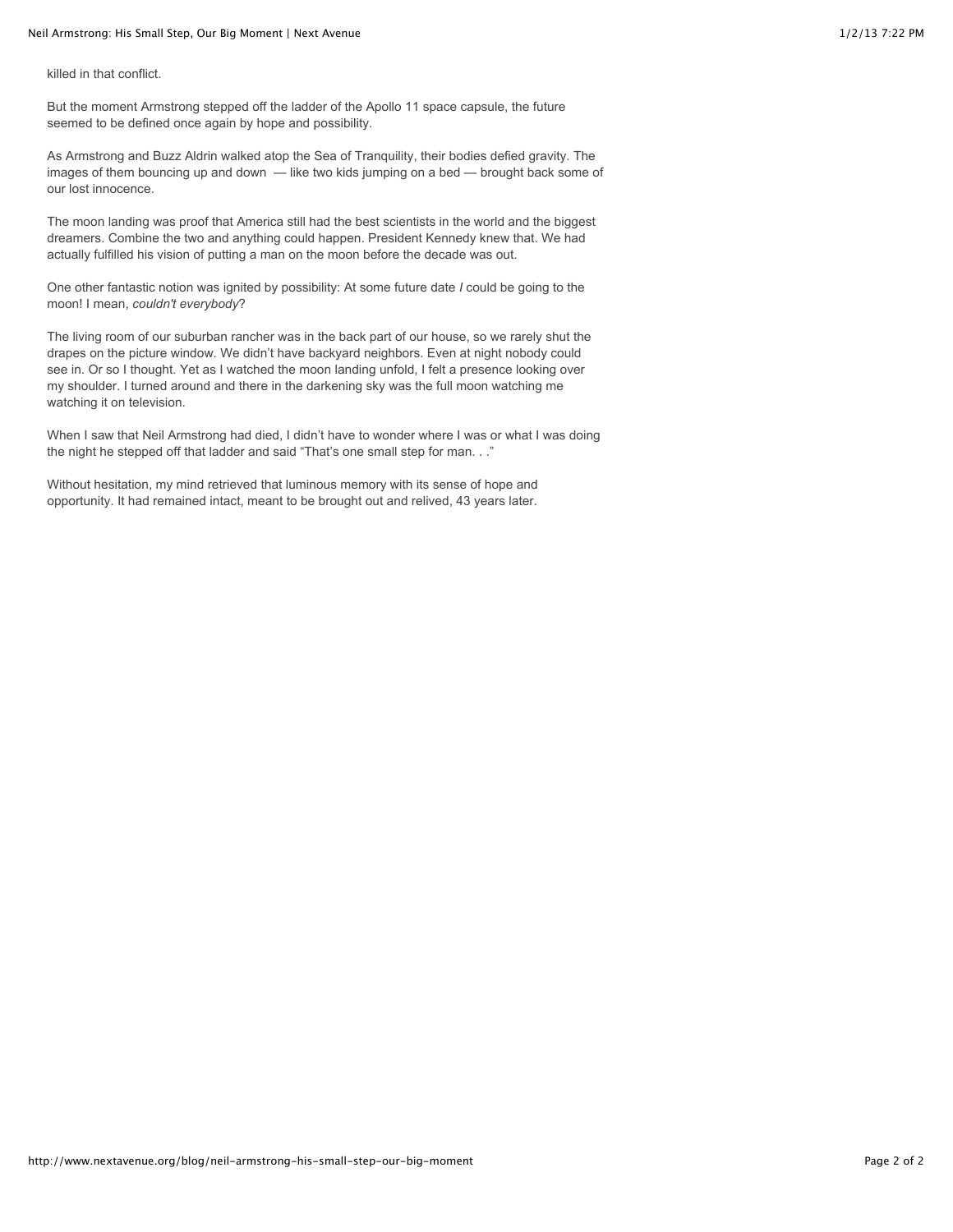killed in that conflict.

But the moment Armstrong stepped off the ladder of the Apollo 11 space capsule, the future seemed to be defined once again by hope and possibility.

As Armstrong and Buzz Aldrin walked atop the Sea of Tranquility, their bodies defied gravity. The images of them bouncing up and down — like two kids jumping on a bed — brought back some of our lost innocence.

The moon landing was proof that America still had the best scientists in the world and the biggest dreamers. Combine the two and anything could happen. President Kennedy knew that. We had actually fulfilled his vision of putting a man on the moon before the decade was out.

One other fantastic notion was ignited by possibility: At some future date *I* could be going to the moon! I mean, *couldn't everybody*?

The living room of our suburban rancher was in the back part of our house, so we rarely shut the drapes on the picture window. We didn't have backyard neighbors. Even at night nobody could see in. Or so I thought. Yet as I watched the moon landing unfold, I felt a presence looking over my shoulder. I turned around and there in the darkening sky was the full moon watching me watching it on television.

When I saw that Neil Armstrong had died, I didn't have to wonder where I was or what I was doing the night he stepped off that ladder and said "That's one small step for man. . ."

Without hesitation, my mind retrieved that luminous memory with its sense of hope and opportunity. It had remained intact, meant to be brought out and relived, 43 years later.